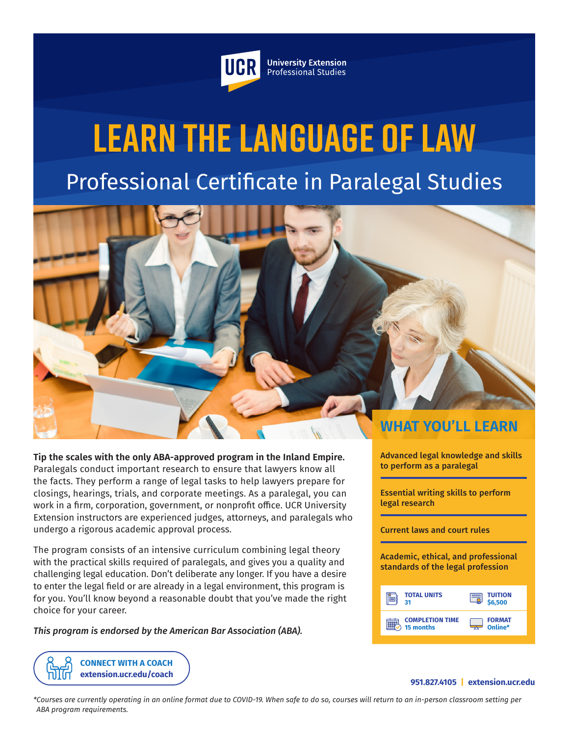UCR University Extension Professional Studies

# LEARN THE LANGUAGE OF LAW

## Professional Certificate in Paralegal Studies

**Tip the scales with the only ABA-approved program in the Inland Empire.** Paralegals conduct important research to ensure that lawyers know all the facts. They perform a range of legal tasks to help lawyers prepare for closings, hearings, trials, and corporate meetings. As a paralegal, you can work in a firm, corporation, government, or nonprofit office. UCR University Extension instructors are experienced judges, attorneys, and paralegals who undergo a rigorous academic approval process.

The program consists of an intensive curriculum combining legal theory with the practical skills required of paralegals, and gives you a quality and challenging legal education. Don't deliberate any longer. If you have a desire to enter the legal field or are already in a legal environment, this program is for you. You'll know beyond a reasonable doubt that you've made the right choice for your career.

*This program is endorsed by the American Bar Association (ABA).*

**CONNECT WITH A COACH**
**extension.ucr.edu/coach**

## WHAT YOU'LL LEARN

- Advanced legal knowledge and skills to perform as a paralegal
- Essential writing skills to perform legal research
- Current laws and court rules
- Academic, ethical, and professional standards of the legal profession

| | |
|---|---|
| **TOTAL UNITS** 31 | **TUITION** $6,500 |
| **COMPLETION TIME** 15 months | **FORMAT** Online* |

**951.827.4105** | **extension.ucr.edu**

*Courses are currently operating in an online format due to COVID-19. When safe to do so, courses will return to an in-person classroom setting per ABA program requirements.*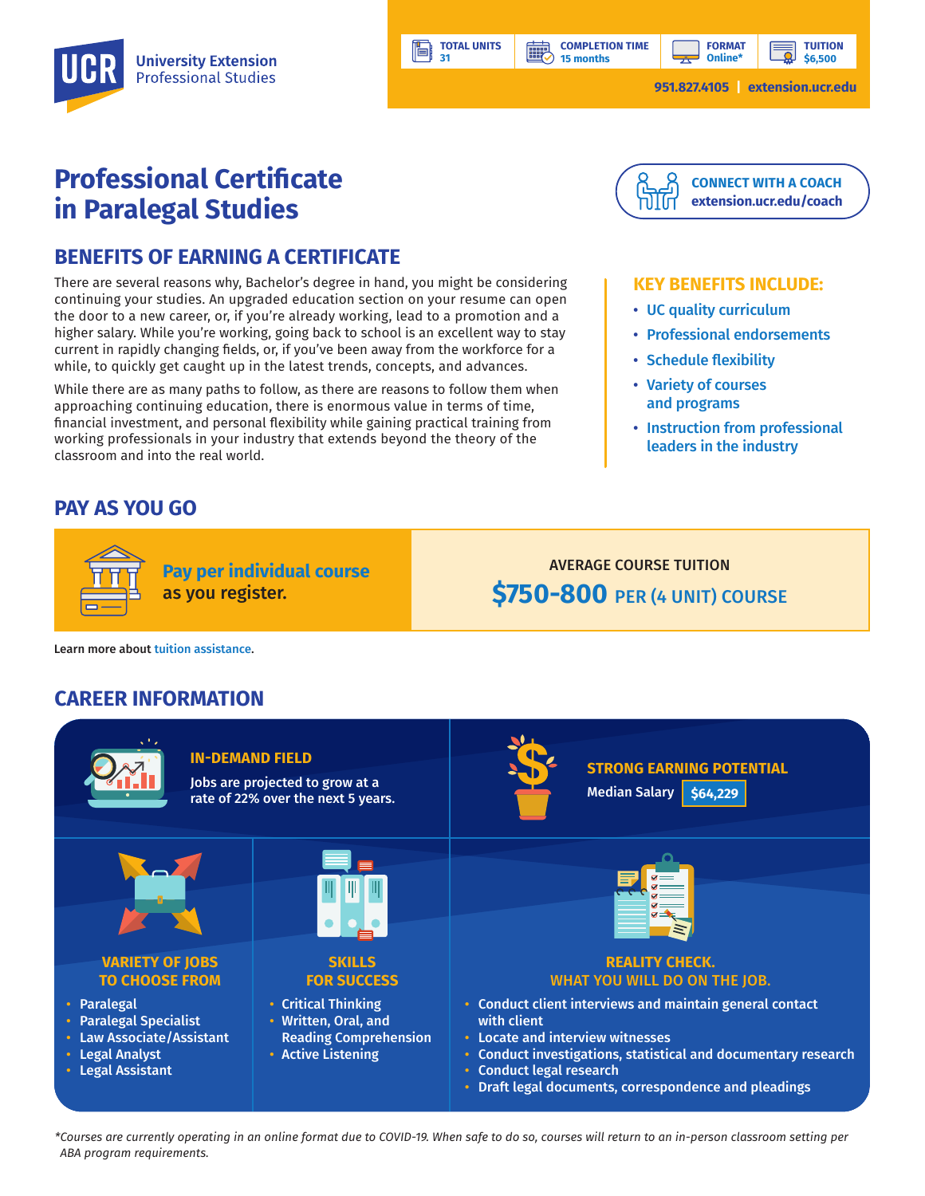UCR University Extension Professional Studies

| TOTAL UNITS | COMPLETION TIME | FORMAT | TUITION |
|---|---|---|---|
| 31 | 15 months | Online* | $6,500 |

951.827.4105 | extension.ucr.edu

# Professional Certificate in Paralegal Studies

**CONNECT WITH A COACH**
extension.ucr.edu/coach

## BENEFITS OF EARNING A CERTIFICATE

There are several reasons why, Bachelor's degree in hand, you might be considering continuing your studies. An upgraded education section on your resume can open the door to a new career, or, if you're already working, lead to a promotion and a higher salary. While you're working, going back to school is an excellent way to stay current in rapidly changing fields, or, if you've been away from the workforce for a while, to quickly get caught up in the latest trends, concepts, and advances.

While there are as many paths to follow, as there are reasons to follow them when approaching continuing education, there is enormous value in terms of time, financial investment, and personal flexibility while gaining practical training from working professionals in your industry that extends beyond the theory of the classroom and into the real world.

### KEY BENEFITS INCLUDE:

- UC quality curriculum
- Professional endorsements
- Schedule flexibility
- Variety of courses and programs
- Instruction from professional leaders in the industry

## PAY AS YOU GO

**Pay per individual course** as you register.

AVERAGE COURSE TUITION
**$750-800** PER (4 UNIT) COURSE

Learn more about tuition assistance.

## CAREER INFORMATION

### IN-DEMAND FIELD

Jobs are projected to grow at a rate of 22% over the next 5 years.

### STRONG EARNING POTENTIAL

Median Salary **$64,229**

### VARIETY OF JOBS TO CHOOSE FROM

- Paralegal
- Paralegal Specialist
- Law Associate/Assistant
- Legal Analyst
- Legal Assistant

### SKILLS FOR SUCCESS

- Critical Thinking
- Written, Oral, and Reading Comprehension
- Active Listening

### REALITY CHECK. WHAT YOU WILL DO ON THE JOB.

- Conduct client interviews and maintain general contact with client
- Locate and interview witnesses
- Conduct investigations, statistical and documentary research
- Conduct legal research
- Draft legal documents, correspondence and pleadings

*Courses are currently operating in an online format due to COVID-19. When safe to do so, courses will return to an in-person classroom setting per ABA program requirements.*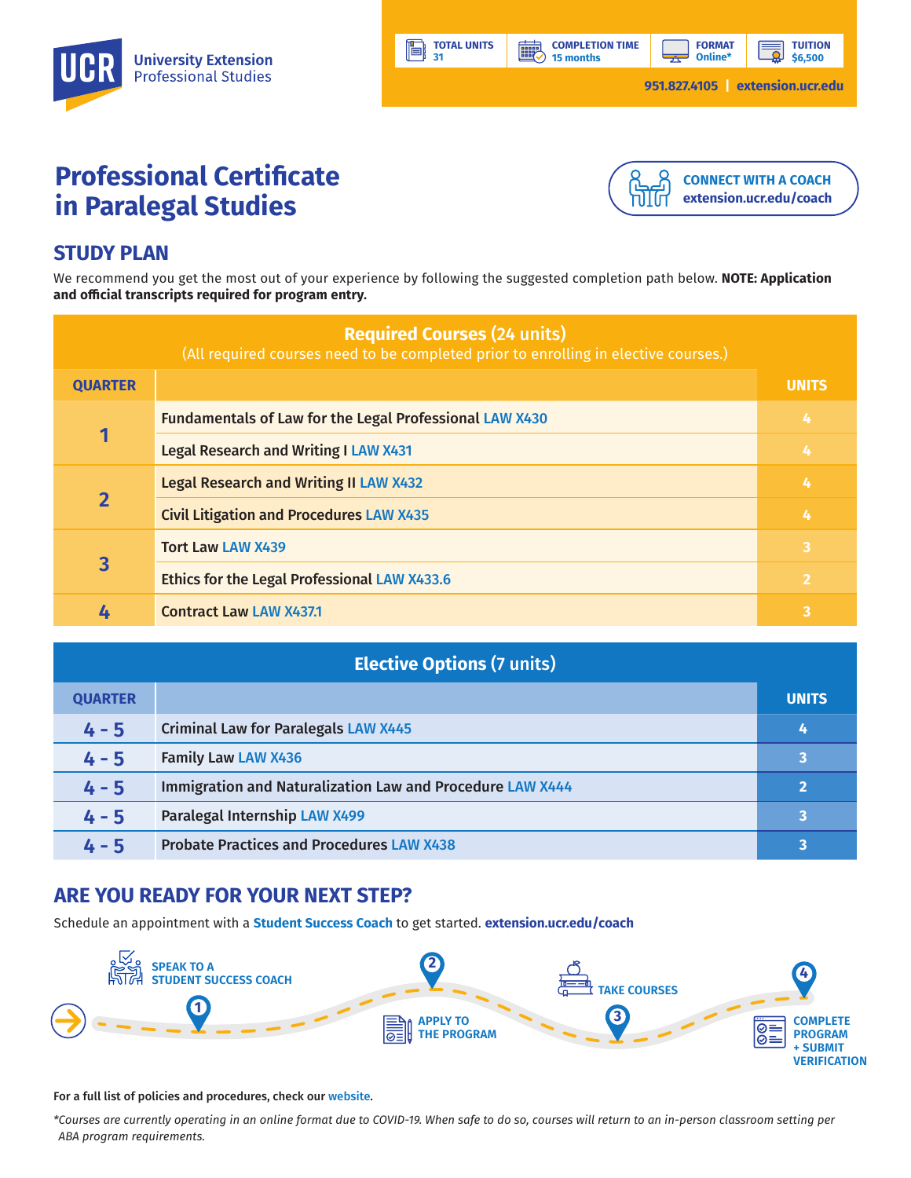UCR University Extension Professional Studies

| TOTAL UNITS | COMPLETION TIME | FORMAT | TUITION |
|---|---|---|---|
| 31 | 15 months | Online* | $6,500 |

951.827.4105 | extension.ucr.edu

# Professional Certificate in Paralegal Studies

CONNECT WITH A COACH
extension.ucr.edu/coach

## STUDY PLAN

We recommend you get the most out of your experience by following the suggested completion path below. **NOTE: Application and official transcripts required for program entry.**

**Required Courses (24 units)**
(All required courses need to be completed prior to enrolling in elective courses.)

| QUARTER | | UNITS |
|---|---|---|
| 1 | Fundamentals of Law for the Legal Professional LAW X430 | 4 |
| | Legal Research and Writing I LAW X431 | 4 |
| 2 | Legal Research and Writing II LAW X432 | 4 |
| | Civil Litigation and Procedures LAW X435 | 4 |
| 3 | Tort Law LAW X439 | 3 |
| | Ethics for the Legal Professional LAW X433.6 | 2 |
| 4 | Contract Law LAW X437.1 | 3 |

**Elective Options (7 units)**

| QUARTER | | UNITS |
|---|---|---|
| 4 - 5 | Criminal Law for Paralegals LAW X445 | 4 |
| 4 - 5 | Family Law LAW X436 | 3 |
| 4 - 5 | Immigration and Naturalization Law and Procedure LAW X444 | 2 |
| 4 - 5 | Paralegal Internship LAW X499 | 3 |
| 4 - 5 | Probate Practices and Procedures LAW X438 | 3 |

## ARE YOU READY FOR YOUR NEXT STEP?

Schedule an appointment with a **Student Success Coach** to get started. **extension.ucr.edu/coach**

1. SPEAK TO A STUDENT SUCCESS COACH
2. APPLY TO THE PROGRAM
3. TAKE COURSES
4. COMPLETE PROGRAM + SUBMIT VERIFICATION

**For a full list of policies and procedures, check our website.**

*\*Courses are currently operating in an online format due to COVID-19. When safe to do so, courses will return to an in-person classroom setting per ABA program requirements.*